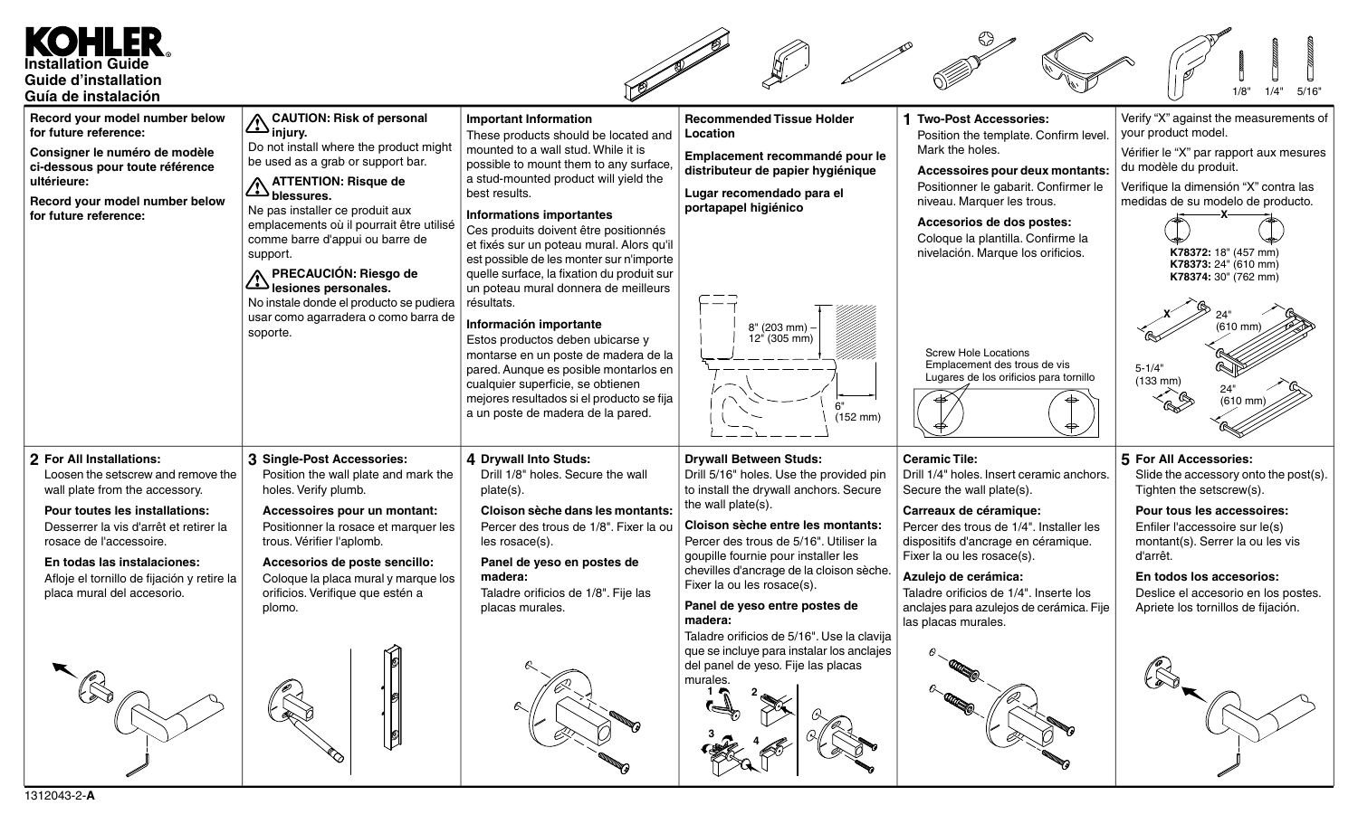# KOHLER

**Installation Guide**
**Guide d'installation**
**Guía de instalación**

1/8" 1/4" 5/16"

**Record your model number below for future reference:**

**Consigner le numéro de modèle ci-dessous pour toute référence ultérieure:**

**Record your model number below for future reference:**

**CAUTION: Risk of personal injury.**
Do not install where the product might be used as a grab or support bar.

**ATTENTION: Risque de blessures.**
Ne pas installer ce produit aux emplacements où il pourrait être utilisé comme barre d'appui ou barre de support.

**PRECAUCIÓN: Riesgo de lesiones personales.**
No instale donde el producto se pudiera usar como agarradera o como barra de soporte.

**Important Information**
These products should be located and mounted to a wall stud. While it is possible to mount them to any surface, a stud-mounted product will yield the best results.

**Informations importantes**
Ces produits doivent être positionnés et fixés sur un poteau mural. Alors qu'il est possible de les monter sur n'importe quelle surface, la fixation du produit sur un poteau mural donnera de meilleurs résultats.

**Información importante**
Estos productos deben ubicarse y montarse en un poste de madera de la pared. Aunque es posible montarlos en cualquier superficie, se obtienen mejores resultados si el producto se fija a un poste de madera de la pared.

**Recommended Tissue Holder Location**

**Emplacement recommandé pour le distributeur de papier hygiénique**

**Lugar recomendado para el portapapel higiénico**

8" (203 mm) – 12" (305 mm)

6" (152 mm)

## 1 Two-Post Accessories:
Position the template. Confirm level. Mark the holes.

**Accessoires pour deux montants:**
Positionner le gabarit. Confirmer le niveau. Marquer les trous.

**Accesorios de dos postes:**
Coloque la plantilla. Confirme la nivelación. Marque los orificios.

Screw Hole Locations
Emplacement des trous de vis
Lugares de los orificios para tornillo

Verify "X" against the measurements of your product model.

Vérifier le "X" par rapport aux mesures du modèle du produit.

Verifique la dimensión "X" contra las medidas de su modelo de producto.

**K78372:** 18" (457 mm)
**K78373:** 24" (610 mm)
**K78374:** 30" (762 mm)

24" (610 mm)

5-1/4" (133 mm)

24" (610 mm)

## 2 For All Installations:
Loosen the setscrew and remove the wall plate from the accessory.

**Pour toutes les installations:**
Desserrer la vis d'arrêt et retirer la rosace de l'accessoire.

**En todas las instalaciones:**
Afloje el tornillo de fijación y retire la placa mural del accesorio.

## 3 Single-Post Accessories:
Position the wall plate and mark the holes. Verify plumb.

**Accessoires pour un montant:**
Positionner la rosace et marquer les trous. Vérifier l'aplomb.

**Accesorios de poste sencillo:**
Coloque la placa mural y marque los orificios. Verifique que estén a plomo.

## 4 Drywall Into Studs:
Drill 1/8" holes. Secure the wall plate(s).

**Cloison sèche dans les montants:**
Percer des trous de 1/8". Fixer la ou les rosaces(s).

**Panel de yeso en postes de madera:**
Taladre orificios de 1/8". Fije las placas murales.

**Drywall Between Studs:**
Drill 5/16" holes. Use the provided pin to install the drywall anchors. Secure the wall plate(s).

**Cloison sèche entre les montants:**
Percer des trous de 5/16". Utiliser la goupille fournie pour installer les chevilles d'ancrage de la cloison sèche. Fixer la ou les rosace(s).

**Panel de yeso entre postes de madera:**
Taladre orificios de 5/16". Use la clavija que se incluye para instalar los anclajes del panel de yeso. Fije las placas murales.

**Ceramic Tile:**
Drill 1/4" holes. Insert ceramic anchors. Secure the wall plate(s).

**Carreaux de céramique:**
Percer des trous de 1/4". Installer les dispositifs d'ancrage en céramique. Fixer la ou les rosace(s).

**Azulejo de cerámica:**
Taladre orificios de 1/4". Inserte los anclajes para azulejos de cerámica. Fije las placas murales.

## 5 For All Accessories:
Slide the accessory onto the post(s). Tighten the setscrew(s).

**Pour tous les accessoires:**
Enfiler l'accessoire sur le(s) montant(s). Serrer la ou les vis d'arrêt.

**En todos los accesorios:**
Deslice el accesorio en los postes. Apriete los tornillos de fijación.

1312043-2-**A**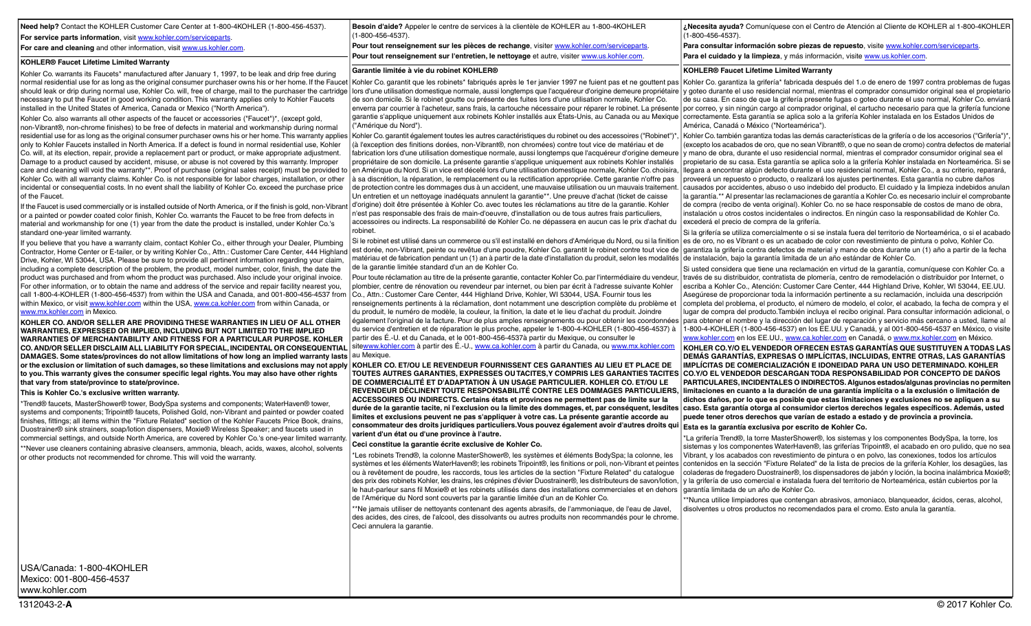**Need help?** Contact the KOHLER Customer Care Center at 1-800-4KOHLER (1-800-456-4537).

**For service parts information**, visit www.kohler.com/serviceparts.

**For care and cleaning** and other information, visit www.us.kohler.com.

## KOHLER® Faucet Lifetime Limited Warranty

Kohler Co. warrants its Faucets* manufactured after January 1, 1997, to be leak and drip free during normal residential use for as long as the original consumer purchaser owns his or her home. If the Faucet should leak or drip during normal use, Kohler Co. will, free of charge, mail to the purchaser the cartridge necessary to put the Faucet in good working condition. This warranty applies only to Kohler Faucets installed in the United States of America, Canada or Mexico ("North America").

Kohler Co. also warrants all other aspects of the faucet or accessories ("Faucet")*, (except gold, non-Vibrant®, non-chrome finishes) to be free of defects in material and workmanship during normal residential use for as long as the original consumer purchaser owns his or her home. This warranty applies only to Kohler Faucets installed in North America. If a defect is found in normal residential use, Kohler Co. will, at its election, repair, provide a replacement part or product, or make appropriate adjustment. Damage to a product caused by accident, misuse, or abuse is not covered by this warranty. Improper care and cleaning will void the warranty**. Proof of purchase (original sales receipt) must be provided to Kohler Co. with all warranty claims. Kohler Co. is not responsible for labor charges, installation, or other incidental or consequential costs. In no event shall the liability of Kohler Co. exceed the purchase price of the Faucet.

If the Faucet is used commercially or is installed outside of North America, or if the finish is gold, non-Vibrant or a painted or powder coated color finish, Kohler Co. warrants the Faucet to be free from defects in material and workmanship for one (1) year from the date the product is installed, under Kohler Co.'s standard one-year limited warranty.

If you believe that you have a warranty claim, contact Kohler Co., either through your Dealer, Plumbing Contractor, Home Center or E-tailer, or by writing Kohler Co., Attn.: Customer Care Center, 444 Highland Drive, Kohler, WI 53044, USA. Please be sure to provide all pertinent information regarding your claim, including a complete description of the problem, the product, model number, color, finish, the date the product was purchased and from whom the product was purchased. Also include your original invoice. For other information, or to obtain the name and address of the service and repair facility nearest you, call 1-800-4-KOHLER (1-800-456-4537) from within the USA and Canada, and 001-800-456-4537 from within Mexico, or visit www.kohler.com within the USA, www.ca.kohler.com from within Canada, or www.mx.kohler.com in Mexico.

**KOHLER CO. AND/OR SELLER ARE PROVIDING THESE WARRANTIES IN LIEU OF ALL OTHER WARRANTIES, EXPRESSED OR IMPLIED, INCLUDING BUT NOT LIMITED TO THE IMPLIED WARRANTIES OF MERCHANTABILITY AND FITNESS FOR A PARTICULAR PURPOSE. KOHLER CO. AND/OR SELLER DISCLAIM ALL LIABILITY FOR SPECIAL, INCIDENTAL OR CONSEQUENTIAL DAMAGES. Some states/provinces do not allow limitations of how long an implied warranty lasts or the exclusion or limitation of such damages, so these limitations and exclusions may not apply to you. This warranty gives the consumer specific legal rights. You may also have other rights that vary from state/province to state/province.**

**This is Kohler Co.'s exclusive written warranty.**

*Trend® faucets, MasterShower® tower, BodySpa systems and components; WaterHaven® tower, systems and components; Tripoint® faucets, Polished Gold, non-Vibrant and painted or powder coated finishes, fittings; all items within the "Fixture Related" section of the Kohler Faucets Price Book, drains, Duostrainer® sink strainers, soap/lotion dispensers, Moxie® Wireless Speaker; and faucets used in commercial settings, and outside North America, are covered by Kohler Co.'s one-year limited warranty.

**Never use cleaners containing abrasive cleansers, ammonia, bleach, acids, waxes, alcohol, solvents or other products not recommended for chrome. This will void the warranty.

USA/Canada: 1-800-4KOHLER
Mexico: 001-800-456-4537
www.kohler.com

**Besoin d'aide?** Appeler le centre de services à la clientèle de KOHLER au 1-800-4KOHLER (1-800-456-4537).

**Pour tout renseignement sur les pièces de rechange**, visiter www.kohler.com/serviceparts.

**Pour tout renseignement sur l'entretien, le nettoyage** et autre, visiter www.us.kohler.com.

## Garantie limitée à vie du robinet KOHLER®

Kohler Co. garantit que les robinets* fabriqués après le 1er janvier 1997 ne fuient pas et ne gouttent pas lors d'une utilisation domestique normale, aussi longtemps que l'acquéreur d'origine demeure propriétaire de son domicile. Si le robinet goutte ou présente des fuites lors d'une utilisation normale, Kohler Co. enverra par courrier à l'acheteur, sans frais, la cartouche nécessaire pour réparer le robinet. La présente garantie s'applique uniquement aux robinets Kohler installés aux États-Unis, au Canada ou au Mexique ("Amérique du Nord").

Kohler Co. garantit également toutes les autres caractéristiques du robinet ou des accessoires ("Robinet")*, (à l'exception des finitions dorées, non-Vibrant®, non chromées) contre tout vice de matériau et de fabrication lors d'une utilisation domestique normale, aussi longtemps que l'acquéreur d'origine demeure propriétaire de son domicile. La présente garantie s'applique uniquement aux robinets Kohler installés en Amérique du Nord. Si un vice est décelé lors d'une utilisation domestique normale, Kohler Co. choisira, à sa discrétion, la réparation, le remplacement ou la rectification appropriée. Cette garantie n'offre pas de protection contre les dommages dus à un accident, une mauvaise utilisation ou un mauvais traitement. Un entretien et un nettoyage inadéquats annulent la garantie**. Une preuve d'achat (ticket de caisse d'origine) doit être présentée à Kohler Co. avec toutes les réclamations au titre de la garantie. Kohler n'est pas responsable des frais de main-d'oeuvre, d'installation ou de tous autres frais particuliers, accessoires ou indirects. La responsabilité de Kohler Co. ne dépassera en aucun cas le prix d'achat du robinet.

Si le robinet est utilisé dans un commerce ou s'il est installé en dehors d'Amérique du Nord, ou si la finition est dorée, non-Vibrant, peinte ou revêtue d'une poudre, Kohler Co. garantit le robinet contre tout vice de matériau et de fabrication pendant un (1) an à partir de la date d'installation du produit, selon les modalités de la garantie limitée standard d'un an de Kohler Co.

Pour toute réclamation au titre de la présente garantie, contacter Kohler Co. par l'intermédiaire du vendeur, plombier, centre de rénovation ou revendeur par internet, ou bien par écrit à l'adresse suivante Kohler Co., Attn.: Customer Care Center, 444 Highland Drive, Kohler, WI 53044, USA. Fournir tous les renseignements pertinents à la réclamation, dont notamment une description complète du problème et du produit, le numéro de modèle, la couleur, la finition, la date et le lieu d'achat du produit. Joindre également l'original de la facture. Pour de plus amples renseignements ou pour obtenir les coordonnées du service d'entretien et de réparation le plus proche, appeler le 1-800-4-KOHLER (1-800-456-4537) à partir des É.-U. et du Canada, et le 001-800-456-4537à partir du Mexique, ou consulter le sitewww.kohler.com à partir des É.-U., www.ca.kohler.com à partir du Canada, ou www.mx.kohler.com au Mexique.

**KOHLER CO. ET/OU LE REVENDEUR FOURNISSENT CES GARANTIES AU LIEU ET PLACE DE TOUTES AUTRES GARANTIES, EXPRESSES OU TACITES, Y COMPRIS LES GARANTIES TACITES DE COMMERCIALITÉ ET D'ADAPTATION À UN USAGE PARTICULIER. KOHLER CO. ET/OU LE REVENDEUR DÉCLINENT TOUTE RESPONSABILITÉ CONTRE LES DOMMAGES PARTICULIERS, ACCESSOIRES OU INDIRECTS. Certains états et provinces ne permettent pas de limite sur la durée de la garantie tacite, ni l'exclusion ou la limite des dommages, et, par conséquent, lesdites limites et exclusions peuvent ne pas s'appliquer à votre cas. La présente garantie accorde au consommateur des droits juridiques particuliers. Vous pouvez également avoir d'autres droits qui varient d'un état ou d'une province à l'autre.**

**Ceci constitue la garantie écrite exclusive de Kohler Co.**

*Les robinets Trend®, la colonne MasterShower®, les systèmes et éléments BodySpa; la colonne, les systèmes et les éléments WaterHaven®; les robinets Tripoint®, les finitions or poli, non-Vibrant et peintes ou à revêtement de poudre, les raccords, tous les articles de la section "Fixture Related" du catalogue des prix des robinets Kohler, les drains, les crépines d'évier Duostrainer®, les distributeurs de savon/lotion, le haut-parleur sans fil Moxie® et les robinets utilisés dans des installations commerciales et en dehors de l'Amérique du Nord sont couverts par la garantie limitée d'un an de Kohler Co.

**Ne jamais utiliser de nettoyants contenant des agents abrasifs, de l'ammoniaque, de l'eau de Javel, des acides, des cires, de l'alcool, des dissolvants ou autres produits non recommandés pour le chrome. Ceci annulera la garantie.

**¿Necesita ayuda?** Comuníquese con el Centro de Atención al Cliente de KOHLER al 1-800-4KOHLER (1-800-456-4537).

**Para consultar información sobre piezas de repuesto**, visite www.kohler.com/serviceparts.

**Para el cuidado y la limpieza**, y más información, visite www.us.kohler.com.

## KOHLER® Faucet Lifetime Limited Warranty

Kohler Co. garantiza la grifería* fabricada después del 1.o de enero de 1997 contra problemas de fugas y goteo durante el uso residencial normal, mientras el comprador consumidor original sea el propietario de su casa. En caso de que la grifería presente fugas o goteo durante el uso normal, Kohler Co. enviará por correo, y sin ningún cargo al comprador original, el cartucho necesario para que la grifería funcione correctamente. Esta garantía se aplica solo a la grifería Kohler instalada en los Estados Unidos de América, Canadá o México ("Norteamérica").

Kohler Co. también garantiza todas las demás características de la grifería o de los accesorios ("Grifería")*, (excepto los acabados de oro, que no sean Vibrant®, o que no sean de cromo) contra defectos de material y mano de obra, durante el uso residencial normal, mientras el comprador consumidor original sea el propietario de su casa. Esta garantía se aplica solo a la grifería Kohler instalada en Norteamérica. Si se llegara a encontrar algún defecto durante el uso residencial normal, Kohler Co., a su criterio, reparará, proveerá un repuesto o producto, o realizará los ajustes pertinentes. Esta garantía no cubre daños causados por accidentes, abuso o uso indebido del producto. El cuidado y la limpieza indebidos anulan la garantía.** Al presentar las reclamaciones de garantía a Kohler Co. es necesario incluir el comprobante de compra (recibo de venta original). Kohler Co. no se hace responsable de costos de mano de obra, instalación u otros costos incidentales o indirectos. En ningún caso la responsabilidad de Kohler Co. excederá el precio de compra de la grifería.

Si la grifería se utiliza comercialmente o se instala fuera del territorio de Norteamérica, o si el acabado es de oro, no es Vibrant o es un acabado de color con revestimiento de pintura o polvo, Kohler Co. garantiza la grifería contra defectos de material y mano de obra durante un (1) año a partir de la fecha de instalación, bajo la garantía limitada de un año estándar de Kohler Co.

Si usted considera que tiene una reclamación en virtud de la garantía, comuníquese con Kohler Co. a través de su distribuidor, contratista de plomería, centro de remodelación o distribuidor por Internet, o escriba a Kohler Co., Atención: Customer Care Center, 444 Highland Drive, Kohler, WI 53044, EE.UU. Asegúrese de proporcionar toda la información pertinente a su reclamación, incluida una descripción completa del problema, el producto, el número de modelo, el color, el acabado, la fecha de compra y el lugar de compra del producto.También incluya el recibo original. Para consultar información adicional, o para obtener el nombre y la dirección del lugar de reparación y servicio más cercano a usted, llame al 1-800-4-KOHLER (1-800-456-4537) en los EE.UU. y Canadá, y al 001-800-456-4537 en México, o visite www.kohler.com en los EE.UU., www.ca.kohler.com en Canadá, o www.mx.kohler.com en México.

**KOHLER CO.Y/O EL VENDEDOR OFRECEN ESTAS GARANTÍAS QUE SUSTITUYEN A TODAS LAS DEMÁS GARANTÍAS, EXPRESAS O IMPLÍCITAS, INCLUIDAS, ENTRE OTRAS, LAS GARANTÍAS IMPLÍCITAS DE COMERCIALIZACIÓN E IDONEIDAD PARA UN USO DETERMINADO. KOHLER CO.Y/O EL VENDEDOR DESCARGAN TODA RESPONSABILIDAD POR CONCEPTO DE DAÑOS PARTICULARES, INCIDENTALES O INDIRECTOS. Algunos estados/algunas provincias no permiten limitaciones en cuanto a la duración de una garantía implícita o a la exclusión o limitación de dichos daños, por lo que es posible que estas limitaciones y exclusiones no se apliquen a su caso. Esta garantía otorga al consumidor ciertos derechos legales específicos. Además, usted puede tener otros derechos que varían de estado a estado y de provincia a provincia.**

**Esta es la garantía exclusiva por escrito de Kohler Co.**

*La grifería Trend®, la torre MasterShower®, los sistemas y los componentes BodySpa, la torre, los sistemas y los componentes WaterHaven®, las griferías Tripoint®, el acabado en oro pulido, que no sea Vibrant, y los acabados con revestimiento de pintura o en polvo, las conexiones, todos los artículos contenidos en la sección "Fixture Related" de la lista de precios de la grifería Kohler, los desagües, las coladeras de fregadero Duostrainer®, los dispensadores de jabón y loción, la bocina inalámbrica Moxie®; y la grifería de uso comercial e instalada fuera del territorio de Norteamérica, están cubiertos por la garantía limitada de un año de Kohler Co.

**Nunca utilice limpiadores que contengan abrasivos, amoniaco, blanqueador, ácidos, ceras, alcohol, disolventes u otros productos no recomendados para el cromo. Esto anula la garantía.

1312043-2-**A**

© 2017 Kohler Co.